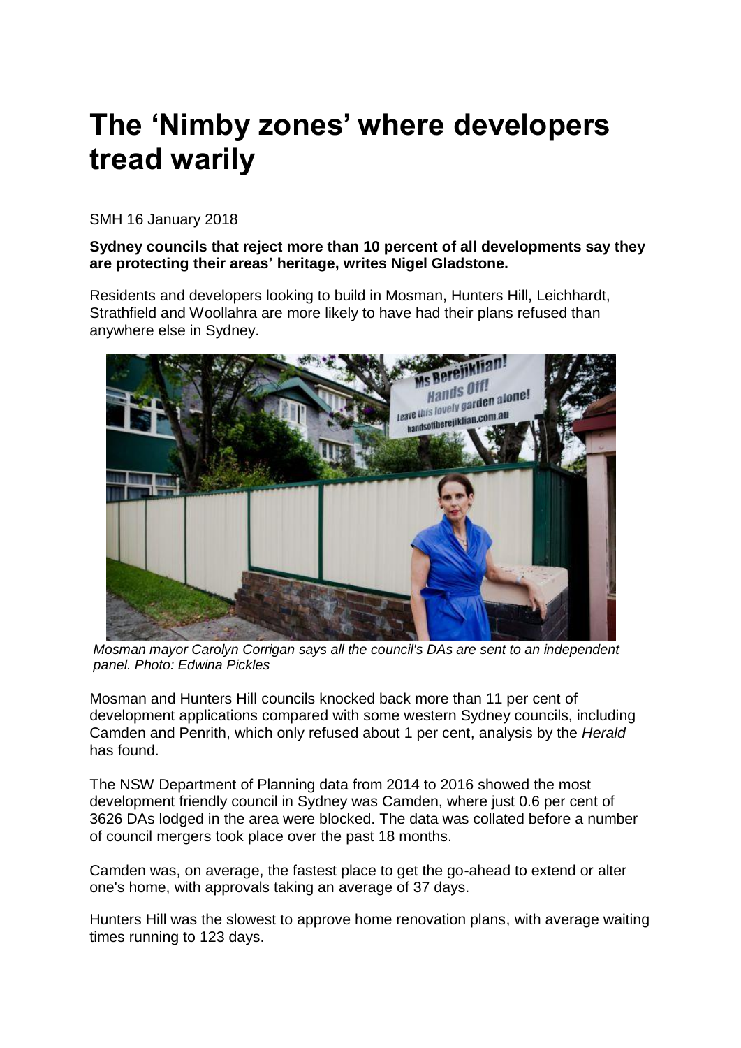# The 'Nimby zones' where developers tread warily

SMH 16 January 2018

**Sydney councils that reject more than 10 percent of all developments say they are protecting their areas' heritage, writes Nigel Gladstone.**

Residents and developers looking to build in Mosman, Hunters Hill, Leichhardt, Strathfield and Woollahra are more likely to have had their plans refused than anywhere else in Sydney.

*Mosman mayor Carolyn Corrigan says all the council's DAs are sent to an independent panel. Photo: Edwina Pickles*

Mosman and Hunters Hill councils knocked back more than 11 per cent of development applications compared with some western Sydney councils, including Camden and Penrith, which only refused about 1 per cent, analysis by the *Herald* has found.

The NSW Department of Planning data from 2014 to 2016 showed the most development friendly council in Sydney was Camden, where just 0.6 per cent of 3626 DAs lodged in the area were blocked. The data was collated before a number of council mergers took place over the past 18 months.

Camden was, on average, the fastest place to get the go-ahead to extend or alter one's home, with approvals taking an average of 37 days.

Hunters Hill was the slowest to approve home renovation plans, with average waiting times running to 123 days.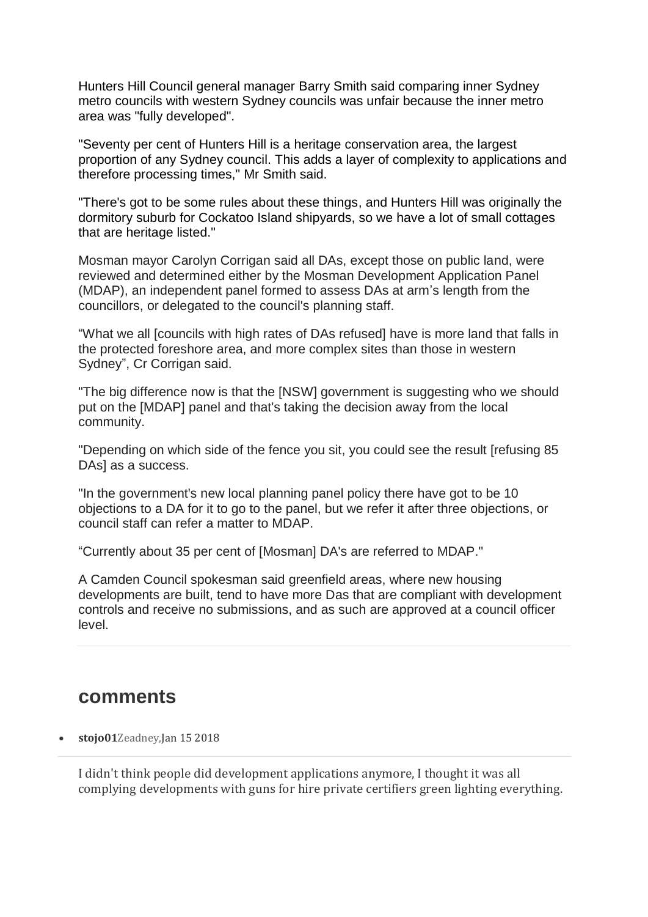Hunters Hill Council general manager Barry Smith said comparing inner Sydney metro councils with western Sydney councils was unfair because the inner metro area was "fully developed".

"Seventy per cent of Hunters Hill is a heritage conservation area, the largest proportion of any Sydney council. This adds a layer of complexity to applications and therefore processing times," Mr Smith said.

"There's got to be some rules about these things, and Hunters Hill was originally the dormitory suburb for Cockatoo Island shipyards, so we have a lot of small cottages that are heritage listed."

Mosman mayor Carolyn Corrigan said all DAs, except those on public land, were reviewed and determined either by the Mosman Development Application Panel (MDAP), an independent panel formed to assess DAs at arm's length from the councillors, or delegated to the council's planning staff.

"What we all [councils with high rates of DAs refused] have is more land that falls in the protected foreshore area, and more complex sites than those in western Sydney", Cr Corrigan said.

"The big difference now is that the [NSW] government is suggesting who we should put on the [MDAP] panel and that's taking the decision away from the local community.

"Depending on which side of the fence you sit, you could see the result [refusing 85 DAs] as a success.

"In the government's new local planning panel policy there have got to be 10 objections to a DA for it to go to the panel, but we refer it after three objections, or council staff can refer a matter to MDAP.

"Currently about 35 per cent of [Mosman] DA's are referred to MDAP."

A Camden Council spokesman said greenfield areas, where new housing developments are built, tend to have more Das that are compliant with development controls and receive no submissions, and as such are approved at a council officer level.

## comments

- **stojo01**Zeadney,Jan 15 2018

I didn't think people did development applications anymore, I thought it was all complying developments with guns for hire private certifiers green lighting everything.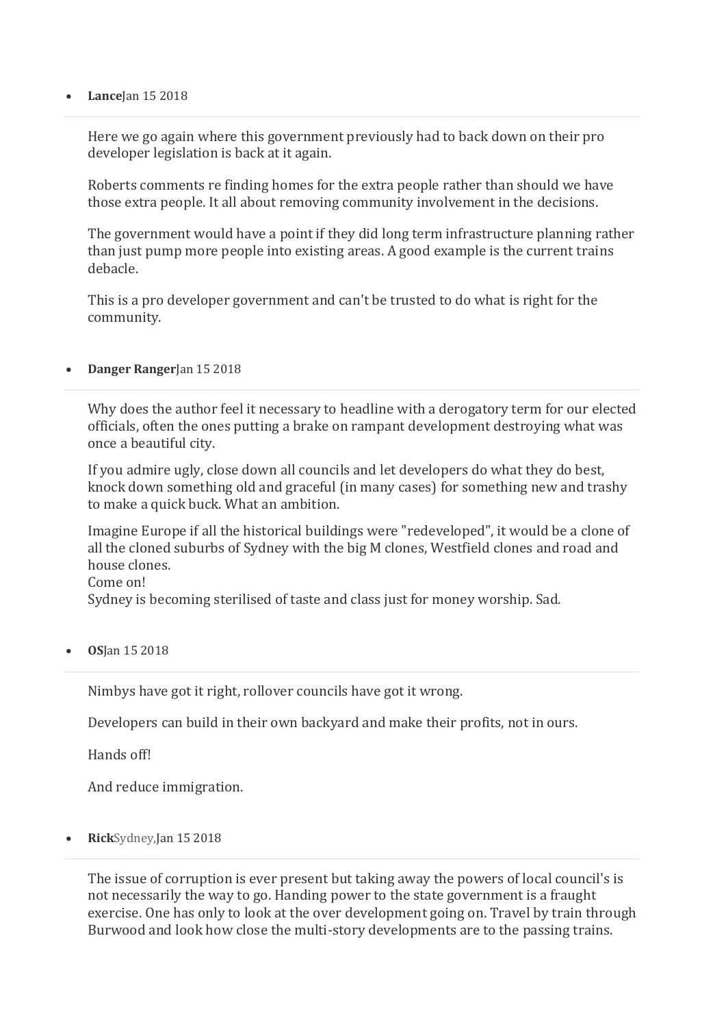- **Lance**Jan 15 2018

---

Here we go again where this government previously had to back down on their pro developer legislation is back at it again.

Roberts comments re finding homes for the extra people rather than should we have those extra people. It all about removing community involvement in the decisions.

The government would have a point if they did long term infrastructure planning rather than just pump more people into existing areas. A good example is the current trains debacle.

This is a pro developer government and can't be trusted to do what is right for the community.

- **Danger Ranger**Jan 15 2018

---

Why does the author feel it necessary to headline with a derogatory term for our elected officials, often the ones putting a brake on rampant development destroying what was once a beautiful city.

If you admire ugly, close down all councils and let developers do what they do best, knock down something old and graceful (in many cases) for something new and trashy to make a quick buck. What an ambition.

Imagine Europe if all the historical buildings were "redeveloped", it would be a clone of all the cloned suburbs of Sydney with the big M clones, Westfield clones and road and house clones.
Come on!
Sydney is becoming sterilised of taste and class just for money worship. Sad.

- **OS**Jan 15 2018

---

Nimbys have got it right, rollover councils have got it wrong.

Developers can build in their own backyard and make their profits, not in ours.

Hands off!

And reduce immigration.

- **Rick**Sydney,Jan 15 2018

---

The issue of corruption is ever present but taking away the powers of local council's is not necessarily the way to go. Handing power to the state government is a fraught exercise. One has only to look at the over development going on. Travel by train through Burwood and look how close the multi-story developments are to the passing trains.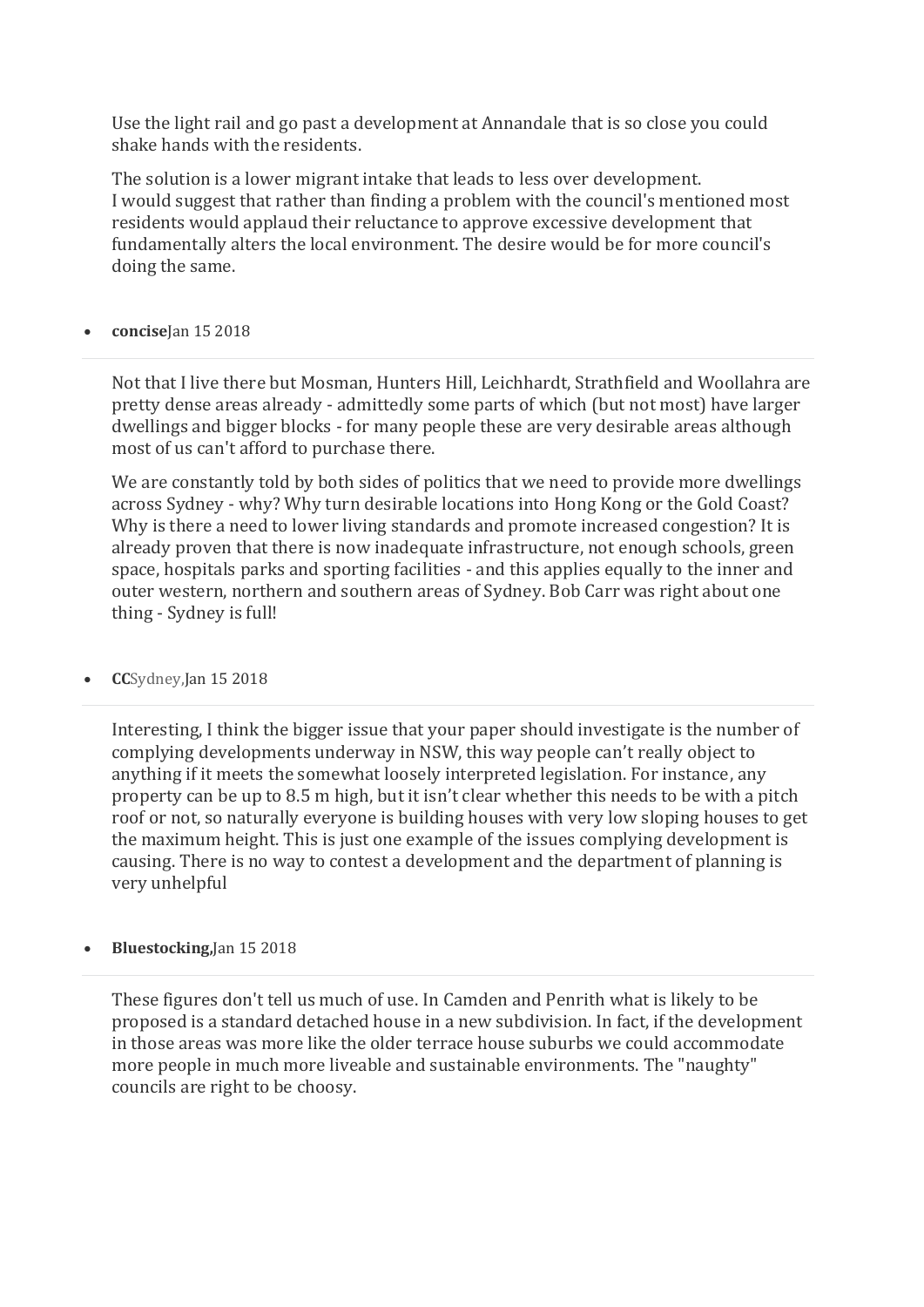Use the light rail and go past a development at Annandale that is so close you could shake hands with the residents.

The solution is a lower migrant intake that leads to less over development.
I would suggest that rather than finding a problem with the council's mentioned most residents would applaud their reluctance to approve excessive development that fundamentally alters the local environment. The desire would be for more council's doing the same.

- **concise**Jan 15 2018

Not that I live there but Mosman, Hunters Hill, Leichhardt, Strathfield and Woollahra are pretty dense areas already - admittedly some parts of which (but not most) have larger dwellings and bigger blocks - for many people these are very desirable areas although most of us can't afford to purchase there.

We are constantly told by both sides of politics that we need to provide more dwellings across Sydney - why? Why turn desirable locations into Hong Kong or the Gold Coast? Why is there a need to lower living standards and promote increased congestion? It is already proven that there is now inadequate infrastructure, not enough schools, green space, hospitals parks and sporting facilities - and this applies equally to the inner and outer western, northern and southern areas of Sydney. Bob Carr was right about one thing - Sydney is full!

- **CC**Sydney,Jan 15 2018

Interesting, I think the bigger issue that your paper should investigate is the number of complying developments underway in NSW, this way people can't really object to anything if it meets the somewhat loosely interpreted legislation. For instance, any property can be up to 8.5 m high, but it isn't clear whether this needs to be with a pitch roof or not, so naturally everyone is building houses with very low sloping houses to get the maximum height. This is just one example of the issues complying development is causing. There is no way to contest a development and the department of planning is very unhelpful

- **Bluestocking,**Jan 15 2018

These figures don't tell us much of use. In Camden and Penrith what is likely to be proposed is a standard detached house in a new subdivision. In fact, if the development in those areas was more like the older terrace house suburbs we could accommodate more people in much more liveable and sustainable environments. The "naughty" councils are right to be choosy.